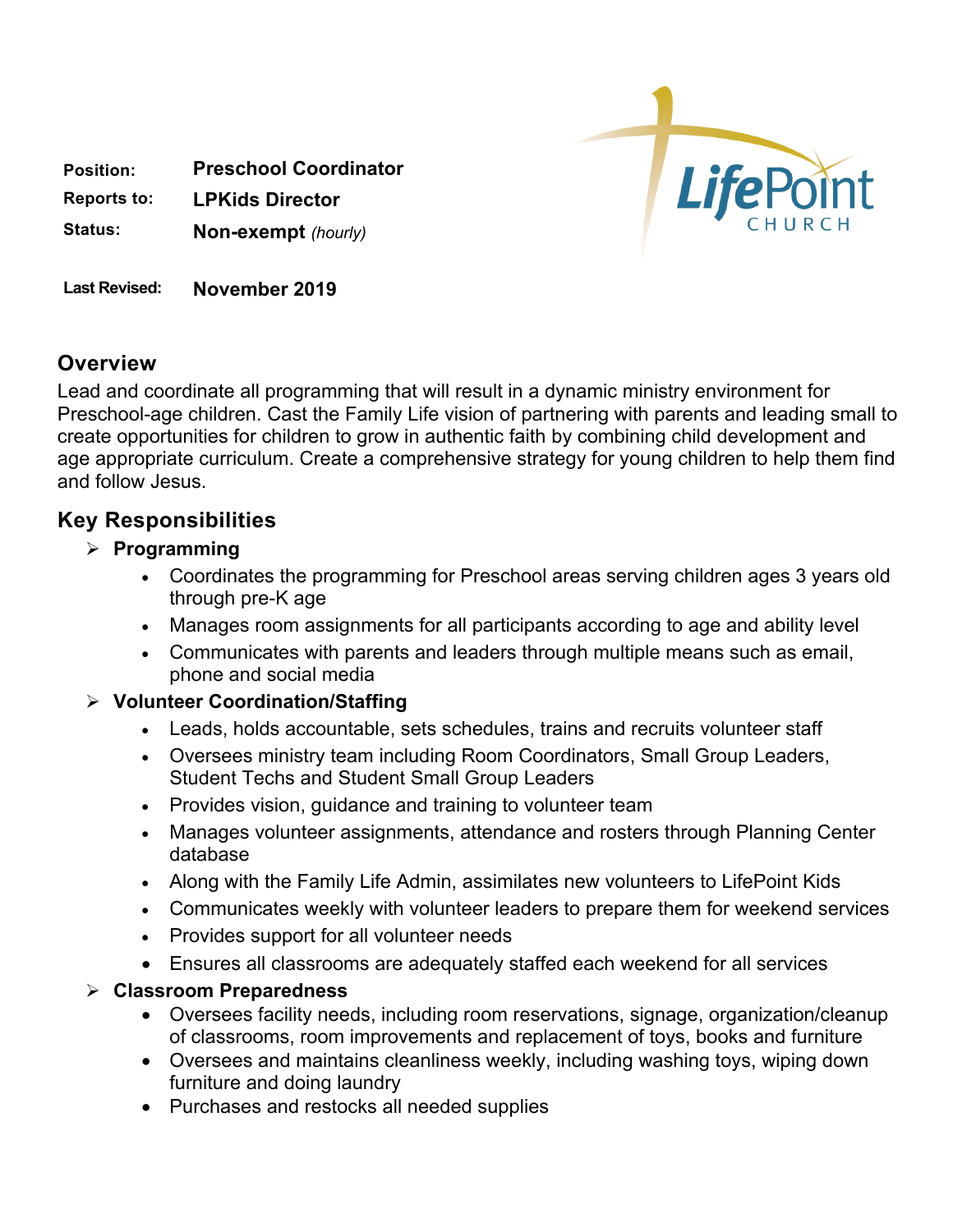**Position:** **Preschool Coordinator**

**Reports to:** **LPKids Director**

**Status:** **Non-exempt** *(hourly)*

**Last Revised:** **November 2019**

## Overview

Lead and coordinate all programming that will result in a dynamic ministry environment for Preschool-age children. Cast the Family Life vision of partnering with parents and leading small to create opportunities for children to grow in authentic faith by combining child development and age appropriate curriculum. Create a comprehensive strategy for young children to help them find and follow Jesus.

## Key Responsibilities

- **Programming**
  - Coordinates the programming for Preschool areas serving children ages 3 years old through pre-K age
  - Manages room assignments for all participants according to age and ability level
  - Communicates with parents and leaders through multiple means such as email, phone and social media
- **Volunteer Coordination/Staffing**
  - Leads, holds accountable, sets schedules, trains and recruits volunteer staff
  - Oversees ministry team including Room Coordinators, Small Group Leaders, Student Techs and Student Small Group Leaders
  - Provides vision, guidance and training to volunteer team
  - Manages volunteer assignments, attendance and rosters through Planning Center database
  - Along with the Family Life Admin, assimilates new volunteers to LifePoint Kids
  - Communicates weekly with volunteer leaders to prepare them for weekend services
  - Provides support for all volunteer needs
  - Ensures all classrooms are adequately staffed each weekend for all services
- **Classroom Preparedness**
  - Oversees facility needs, including room reservations, signage, organization/cleanup of classrooms, room improvements and replacement of toys, books and furniture
  - Oversees and maintains cleanliness weekly, including washing toys, wiping down furniture and doing laundry
  - Purchases and restocks all needed supplies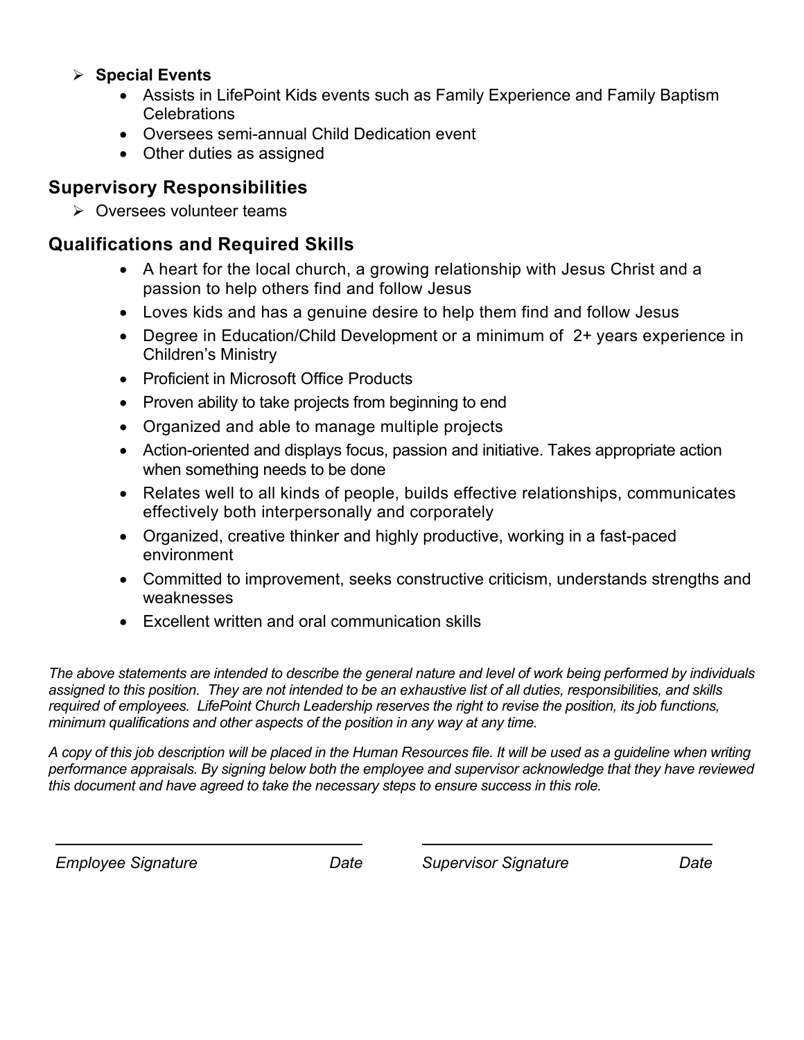- **Special Events**
  - Assists in LifePoint Kids events such as Family Experience and Family Baptism Celebrations
  - Oversees semi-annual Child Dedication event
  - Other duties as assigned

## Supervisory Responsibilities

- Oversees volunteer teams

## Qualifications and Required Skills

- A heart for the local church, a growing relationship with Jesus Christ and a passion to help others find and follow Jesus
- Loves kids and has a genuine desire to help them find and follow Jesus
- Degree in Education/Child Development or a minimum of 2+ years experience in Children's Ministry
- Proficient in Microsoft Office Products
- Proven ability to take projects from beginning to end
- Organized and able to manage multiple projects
- Action-oriented and displays focus, passion and initiative. Takes appropriate action when something needs to be done
- Relates well to all kinds of people, builds effective relationships, communicates effectively both interpersonally and corporately
- Organized, creative thinker and highly productive, working in a fast-paced environment
- Committed to improvement, seeks constructive criticism, understands strengths and weaknesses
- Excellent written and oral communication skills

*The above statements are intended to describe the general nature and level of work being performed by individuals assigned to this position. They are not intended to be an exhaustive list of all duties, responsibilities, and skills required of employees. LifePoint Church Leadership reserves the right to revise the position, its job functions, minimum qualifications and other aspects of the position in any way at any time.*

*A copy of this job description will be placed in the Human Resources file. It will be used as a guideline when writing performance appraisals. By signing below both the employee and supervisor acknowledge that they have reviewed this document and have agreed to take the necessary steps to ensure success in this role.*

\_\_\_\_\_\_\_\_\_\_\_\_\_\_\_\_\_\_\_\_\_\_\_\_\_\_\_\_\_\_ \_\_\_\_\_\_\_\_\_\_\_\_\_\_\_\_\_\_\_\_\_\_\_\_\_\_\_\_\_\_

*Employee Signature* *Date* *Supervisor Signature* *Date*